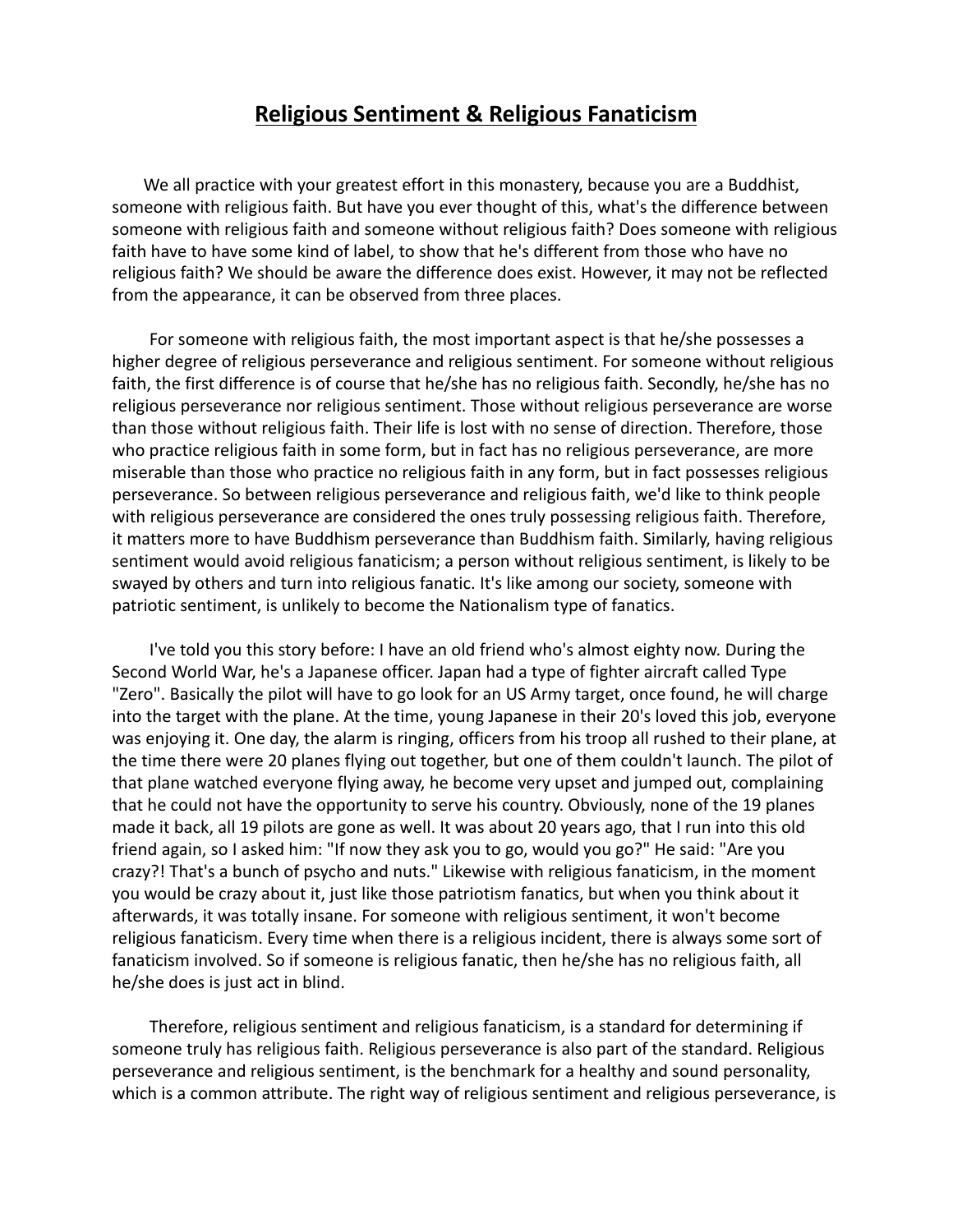# Religious Sentiment & Religious Fanaticism

We all practice with your greatest effort in this monastery, because you are a Buddhist, someone with religious faith. But have you ever thought of this, what's the difference between someone with religious faith and someone without religious faith? Does someone with religious faith have to have some kind of label, to show that he's different from those who have no religious faith? We should be aware the difference does exist. However, it may not be reflected from the appearance, it can be observed from three places.

For someone with religious faith, the most important aspect is that he/she possesses a higher degree of religious perseverance and religious sentiment. For someone without religious faith, the first difference is of course that he/she has no religious faith. Secondly, he/she has no religious perseverance nor religious sentiment. Those without religious perseverance are worse than those without religious faith. Their life is lost with no sense of direction. Therefore, those who practice religious faith in some form, but in fact has no religious perseverance, are more miserable than those who practice no religious faith in any form, but in fact possesses religious perseverance. So between religious perseverance and religious faith, we'd like to think people with religious perseverance are considered the ones truly possessing religious faith. Therefore, it matters more to have Buddhism perseverance than Buddhism faith. Similarly, having religious sentiment would avoid religious fanaticism; a person without religious sentiment, is likely to be swayed by others and turn into religious fanatic. It's like among our society, someone with patriotic sentiment, is unlikely to become the Nationalism type of fanatics.

I've told you this story before: I have an old friend who's almost eighty now. During the Second World War, he's a Japanese officer. Japan had a type of fighter aircraft called Type "Zero". Basically the pilot will have to go look for an US Army target, once found, he will charge into the target with the plane. At the time, young Japanese in their 20's loved this job, everyone was enjoying it. One day, the alarm is ringing, officers from his troop all rushed to their plane, at the time there were 20 planes flying out together, but one of them couldn't launch. The pilot of that plane watched everyone flying away, he become very upset and jumped out, complaining that he could not have the opportunity to serve his country. Obviously, none of the 19 planes made it back, all 19 pilots are gone as well. It was about 20 years ago, that I run into this old friend again, so I asked him: "If now they ask you to go, would you go?" He said: "Are you crazy?! That's a bunch of psycho and nuts." Likewise with religious fanaticism, in the moment you would be crazy about it, just like those patriotism fanatics, but when you think about it afterwards, it was totally insane. For someone with religious sentiment, it won't become religious fanaticism. Every time when there is a religious incident, there is always some sort of fanaticism involved. So if someone is religious fanatic, then he/she has no religious faith, all he/she does is just act in blind.

Therefore, religious sentiment and religious fanaticism, is a standard for determining if someone truly has religious faith. Religious perseverance is also part of the standard. Religious perseverance and religious sentiment, is the benchmark for a healthy and sound personality, which is a common attribute. The right way of religious sentiment and religious perseverance, is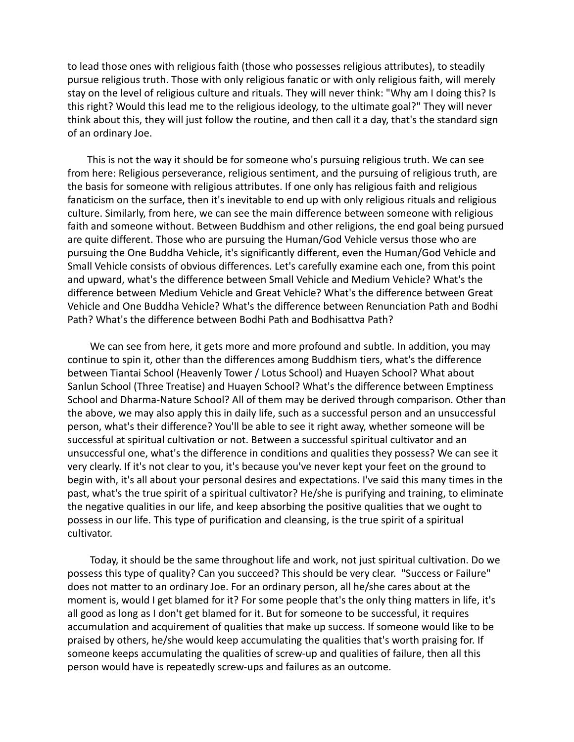to lead those ones with religious faith (those who possesses religious attributes), to steadily pursue religious truth. Those with only religious fanatic or with only religious faith, will merely stay on the level of religious culture and rituals. They will never think: "Why am I doing this? Is this right? Would this lead me to the religious ideology, to the ultimate goal?" They will never think about this, they will just follow the routine, and then call it a day, that's the standard sign of an ordinary Joe.

This is not the way it should be for someone who's pursuing religious truth. We can see from here: Religious perseverance, religious sentiment, and the pursuing of religious truth, are the basis for someone with religious attributes. If one only has religious faith and religious fanaticism on the surface, then it's inevitable to end up with only religious rituals and religious culture. Similarly, from here, we can see the main difference between someone with religious faith and someone without. Between Buddhism and other religions, the end goal being pursued are quite different. Those who are pursuing the Human/God Vehicle versus those who are pursuing the One Buddha Vehicle, it's significantly different, even the Human/God Vehicle and Small Vehicle consists of obvious differences. Let's carefully examine each one, from this point and upward, what's the difference between Small Vehicle and Medium Vehicle? What's the difference between Medium Vehicle and Great Vehicle? What's the difference between Great Vehicle and One Buddha Vehicle? What's the difference between Renunciation Path and Bodhi Path? What's the difference between Bodhi Path and Bodhisattva Path?

We can see from here, it gets more and more profound and subtle. In addition, you may continue to spin it, other than the differences among Buddhism tiers, what's the difference between Tiantai School (Heavenly Tower / Lotus School) and Huayen School? What about Sanlun School (Three Treatise) and Huayen School? What's the difference between Emptiness School and Dharma-Nature School? All of them may be derived through comparison. Other than the above, we may also apply this in daily life, such as a successful person and an unsuccessful person, what's their difference? You'll be able to see it right away, whether someone will be successful at spiritual cultivation or not. Between a successful spiritual cultivator and an unsuccessful one, what's the difference in conditions and qualities they possess? We can see it very clearly. If it's not clear to you, it's because you've never kept your feet on the ground to begin with, it's all about your personal desires and expectations. I've said this many times in the past, what's the true spirit of a spiritual cultivator? He/she is purifying and training, to eliminate the negative qualities in our life, and keep absorbing the positive qualities that we ought to possess in our life. This type of purification and cleansing, is the true spirit of a spiritual cultivator.

Today, it should be the same throughout life and work, not just spiritual cultivation. Do we possess this type of quality? Can you succeed? This should be very clear. "Success or Failure" does not matter to an ordinary Joe. For an ordinary person, all he/she cares about at the moment is, would I get blamed for it? For some people that's the only thing matters in life, it's all good as long as I don't get blamed for it. But for someone to be successful, it requires accumulation and acquirement of qualities that make up success. If someone would like to be praised by others, he/she would keep accumulating the qualities that's worth praising for. If someone keeps accumulating the qualities of screw-up and qualities of failure, then all this person would have is repeatedly screw-ups and failures as an outcome.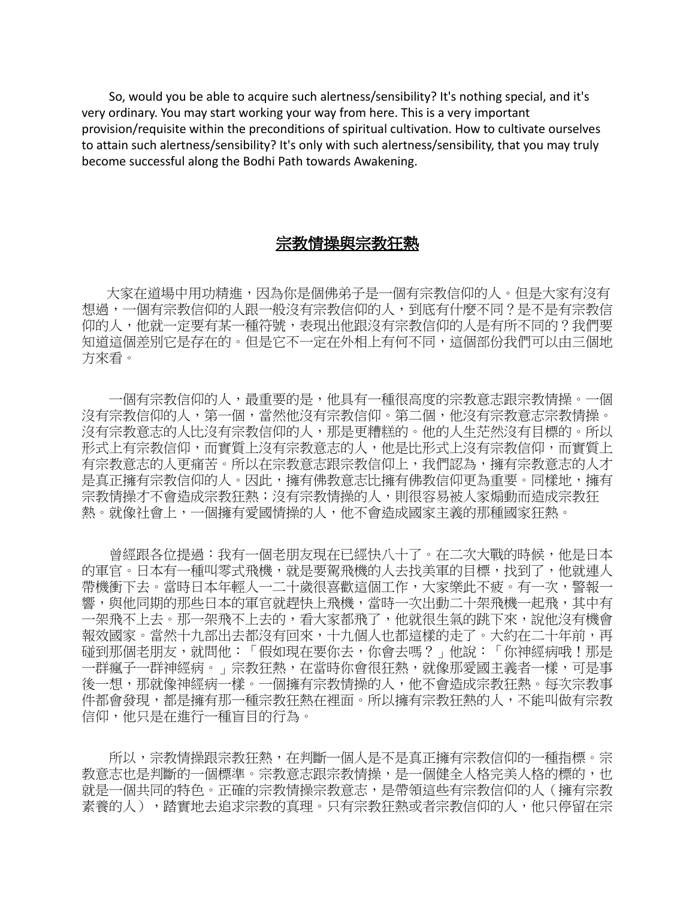So, would you be able to acquire such alertness/sensibility? It's nothing special, and it's very ordinary. You may start working your way from here. This is a very important provision/requisite within the preconditions of spiritual cultivation. How to cultivate ourselves to attain such alertness/sensibility? It's only with such alertness/sensibility, that you may truly become successful along the Bodhi Path towards Awakening.

## 宗教情操與宗教狂熱

大家在道場中用功精進，因為你是個佛弟子是一個有宗教信仰的人。但是大家有沒有想過，一個有宗教信仰的人跟一般沒有宗教信仰的人，到底有什麼不同？是不是有宗教信仰的人，他就一定要有某一種符號，表現出他跟沒有宗教信仰的人是有所不同的？我們要知道這個差別它是存在的。但是它不一定在外相上有何不同，這個部份我們可以由三個地方來看。

一個有宗教信仰的人，最重要的是，他具有一種很高度的宗教意志跟宗教情操。一個沒有宗教信仰的人，第一個，當然他沒有宗教信仰。第二個，他沒有宗教意志宗教情操。沒有宗教意志的人比沒有宗教信仰的人，那是更糟糕的。他的人生茫然沒有目標的。所以形式上有宗教信仰，而實質上沒有宗教意志的人，他是比形式上沒有宗教信仰，而實質上有宗教意志的人更痛苦。所以在宗教意志跟宗教信仰上，我們認為，擁有宗教意志的人才是真正擁有宗教信仰的人。因此，擁有佛教意志比擁有佛教信仰更為重要。同樣地，擁有宗教情操才不會造成宗教狂熱；沒有宗教情操的人，則很容易被人家煽動而造成宗教狂熱。就像社會上，一個擁有愛國情操的人，他不會造成國家主義的那種國家狂熱。

曾經跟各位提過：我有一個老朋友現在已經快八十了。在二次大戰的時候，他是日本的軍官。日本有一種叫零式飛機，就是要駕飛機的人去找美軍的目標，找到了，他就連人帶機衝下去。當時日本年輕人一二十歲很喜歡這個工作，大家樂此不疲。有一次，警報一響，與他同期的那些日本的軍官就趕快上飛機，當時一次出動二十架飛機一起飛，其中有一架飛不上去。那一架飛不上去的，看大家都飛了，他就很生氣的跳下來，說他沒有機會報效國家。當然十九部出去都沒有回來，十九個人也都這樣的走了。大約在二十年前，再碰到那個老朋友，就問他：「假如現在要你去，你會去嗎？」他說：「你神經病哦！那是一群瘋子一群神經病。」宗教狂熱，在當時你會很狂熱，就像那愛國主義者一樣，可是事後一想，那就像神經病一樣。一個擁有宗教情操的人，他不會造成宗教狂熱。每次宗教事件都會發現，都是擁有那一種宗教狂熱在裡面。所以擁有宗教狂熱的人，不能叫做有宗教信仰，他只是在進行一種盲目的行為。

所以，宗教情操跟宗教狂熱，在判斷一個人是不是真正擁有宗教信仰的一種指標。宗教意志也是判斷的一個標準。宗教意志跟宗教情操，是一個健全人格完美人格的標的，也就是一個共同的特色。正確的宗教情操宗教意志，是帶領這些有宗教信仰的人（擁有宗教素養的人），踏實地去追求宗教的真理。只有宗教狂熱或者宗教信仰的人，他只停留在宗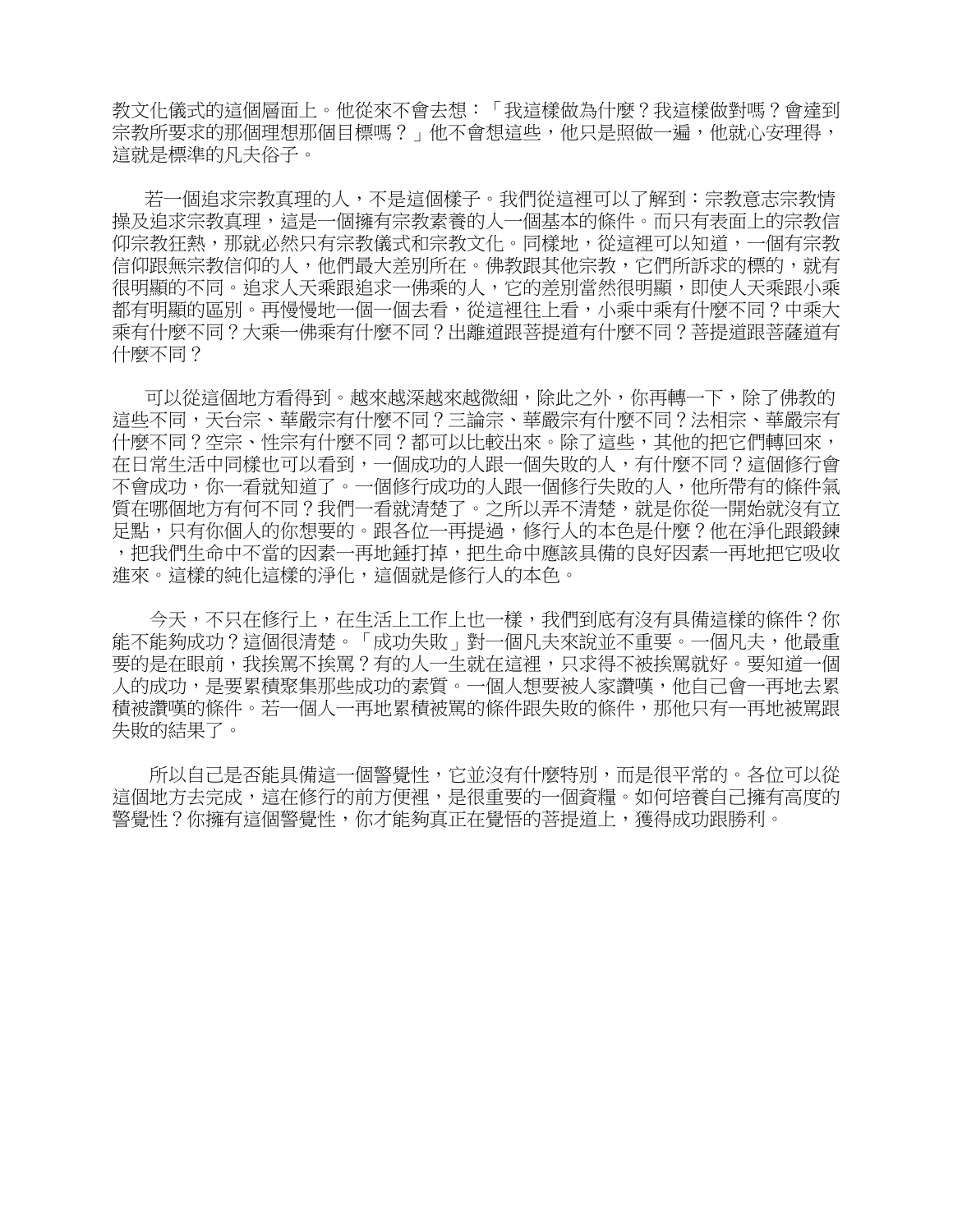教文化儀式的這個層面上。他從來不會去想：「我這樣做為什麼？我這樣做對嗎？會達到宗教所要求的那個理想那個目標嗎？」他不會想這些，他只是照做一遍，他就心安理得，這就是標準的凡夫俗子。

若一個追求宗教真理的人，不是這個樣子。我們從這裡可以了解到：宗教意志宗教情操及追求宗教真理，這是一個擁有宗教素養的人一個基本的條件。而只有表面上的宗教信仰宗教狂熱，那就必然只有宗教儀式和宗教文化。同樣地，從這裡可以知道，一個有宗教信仰跟無宗教信仰的人，他們最大差別所在。佛教跟其他宗教，它們所訴求的標的，就有很明顯的不同。追求人天乘跟追求一佛乘的人，它的差別當然很明顯，即使人天乘跟小乘都有明顯的區別。再慢慢地一個一個去看，從這裡往上看，小乘中乘有什麼不同？中乘大乘有什麼不同？大乘一佛乘有什麼不同？出離道跟菩提道有什麼不同？菩提道跟菩薩道有什麼不同？

可以從這個地方看得到。越來越深越來越微細，除此之外，你再轉一下，除了佛教的這些不同，天台宗、華嚴宗有什麼不同？三論宗、華嚴宗有什麼不同？法相宗、華嚴宗有什麼不同？空宗、性宗有什麼不同？都可以比較出來。除了這些，其他的把它們轉回來，在日常生活中同樣也可以看到，一個成功的人跟一個失敗的人，有什麼不同？這個修行會不會成功，你一看就知道了。一個修行成功的人跟一個修行失敗的人，他所帶有的條件氣質在哪個地方有何不同？我們一看就清楚了。之所以弄不清楚，就是你從一開始就沒有立足點，只有你個人的你想要的。跟各位一再提過，修行人的本色是什麼？他在淨化跟鍛鍊，把我們生命中不當的因素一再地錘打掉，把生命中應該具備的良好因素一再地把它吸收進來。這樣的純化這樣的淨化，這個就是修行人的本色。

今天，不只在修行上，在生活上工作上也一樣，我們到底有沒有具備這樣的條件？你能不能夠成功？這個很清楚。「成功失敗」對一個凡夫來說並不重要。一個凡夫，他最重要的是在眼前，我挨罵不挨罵？有的人一生就在這裡，只求得不被挨罵就好。要知道一個人的成功，是要累積聚集那些成功的素質。一個人想要被人家讚嘆，他自己會一再地去累積被讚嘆的條件。若一個人一再地累積被罵的條件跟失敗的條件，那他只有一再地被罵跟失敗的結果了。

所以自己是否能具備這一個警覺性，它並沒有什麼特別，而是很平常的。各位可以從這個地方去完成，這在修行的前方便裡，是很重要的一個資糧。如何培養自己擁有高度的警覺性？你擁有這個警覺性，你才能夠真正在覺悟的菩提道上，獲得成功跟勝利。